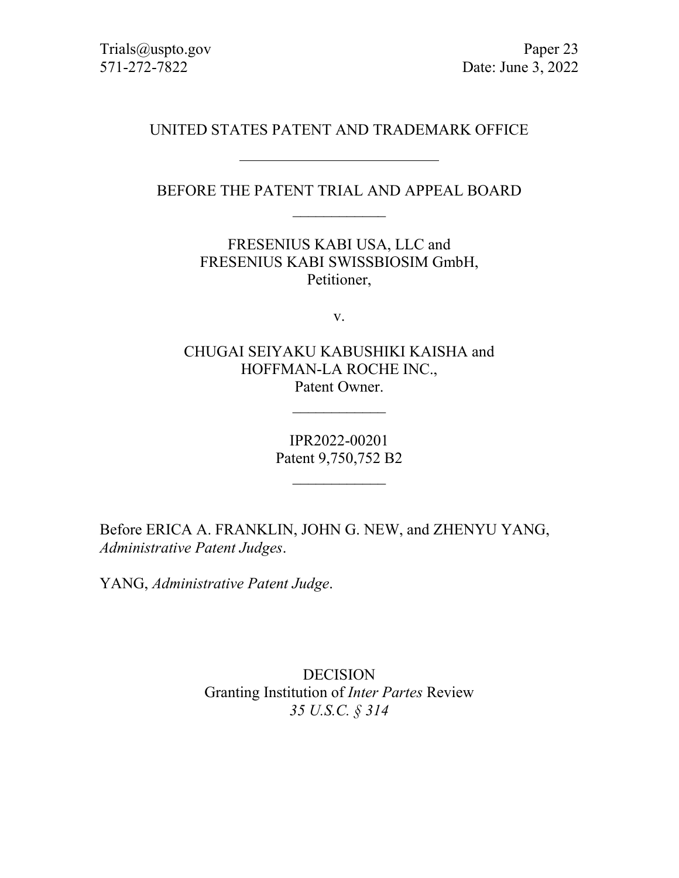Trials@uspto.gov
571-272-7822

Paper 23
Date: June 3, 2022

UNITED STATES PATENT AND TRADEMARK OFFICE

---

BEFORE THE PATENT TRIAL AND APPEAL BOARD

---

FRESENIUS KABI USA, LLC and
FRESENIUS KABI SWISSBIOSIM GmbH,
Petitioner,

v.

CHUGAI SEIYAKU KABUSHIKI KAISHA and
HOFFMAN-LA ROCHE INC.,
Patent Owner.

---

IPR2022-00201
Patent 9,750,752 B2

---

Before ERICA A. FRANKLIN, JOHN G. NEW, and ZHENYU YANG, *Administrative Patent Judges*.

YANG, *Administrative Patent Judge*.

DECISION
Granting Institution of *Inter Partes* Review
*35 U.S.C. § 314*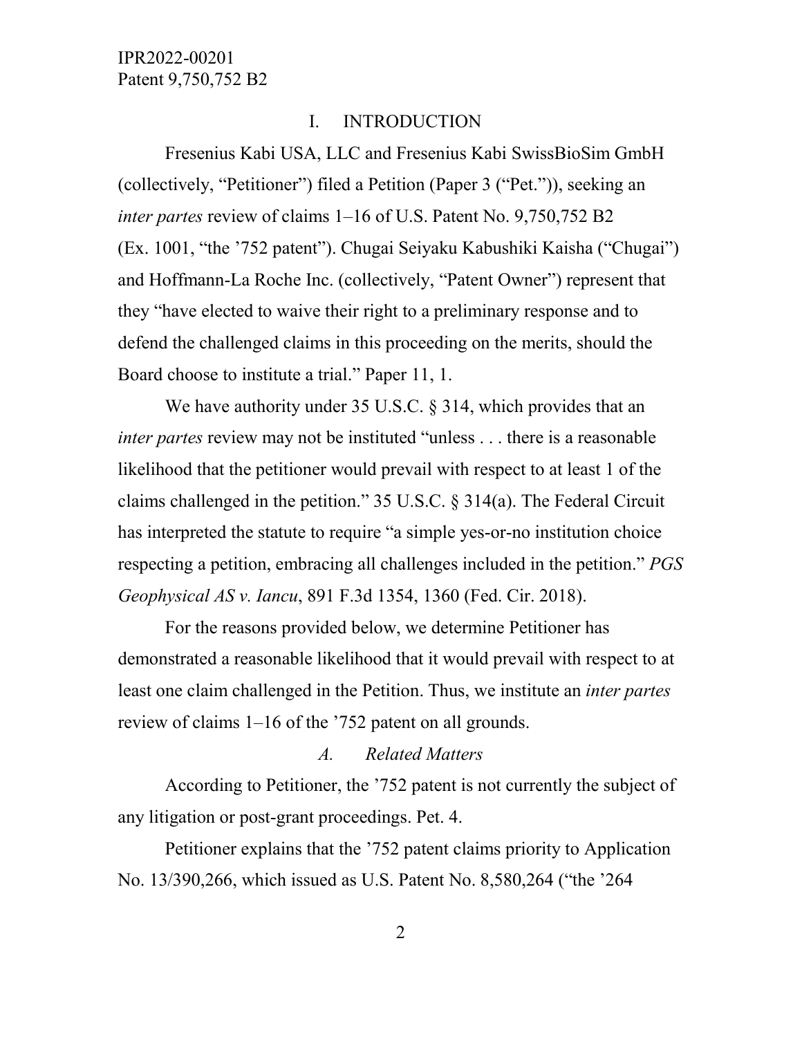# I. INTRODUCTION

Fresenius Kabi USA, LLC and Fresenius Kabi SwissBioSim GmbH (collectively, "Petitioner") filed a Petition (Paper 3 ("Pet.")), seeking an *inter partes* review of claims 1–16 of U.S. Patent No. 9,750,752 B2 (Ex. 1001, "the '752 patent"). Chugai Seiyaku Kabushiki Kaisha ("Chugai") and Hoffmann-La Roche Inc. (collectively, "Patent Owner") represent that they "have elected to waive their right to a preliminary response and to defend the challenged claims in this proceeding on the merits, should the Board choose to institute a trial." Paper 11, 1.

We have authority under 35 U.S.C. § 314, which provides that an *inter partes* review may not be instituted "unless . . . there is a reasonable likelihood that the petitioner would prevail with respect to at least 1 of the claims challenged in the petition." 35 U.S.C. § 314(a). The Federal Circuit has interpreted the statute to require "a simple yes-or-no institution choice respecting a petition, embracing all challenges included in the petition." *PGS Geophysical AS v. Iancu*, 891 F.3d 1354, 1360 (Fed. Cir. 2018).

For the reasons provided below, we determine Petitioner has demonstrated a reasonable likelihood that it would prevail with respect to at least one claim challenged in the Petition. Thus, we institute an *inter partes* review of claims 1–16 of the '752 patent on all grounds.

### *A. Related Matters*

According to Petitioner, the '752 patent is not currently the subject of any litigation or post-grant proceedings. Pet. 4.

Petitioner explains that the '752 patent claims priority to Application No. 13/390,266, which issued as U.S. Patent No. 8,580,264 ("the '264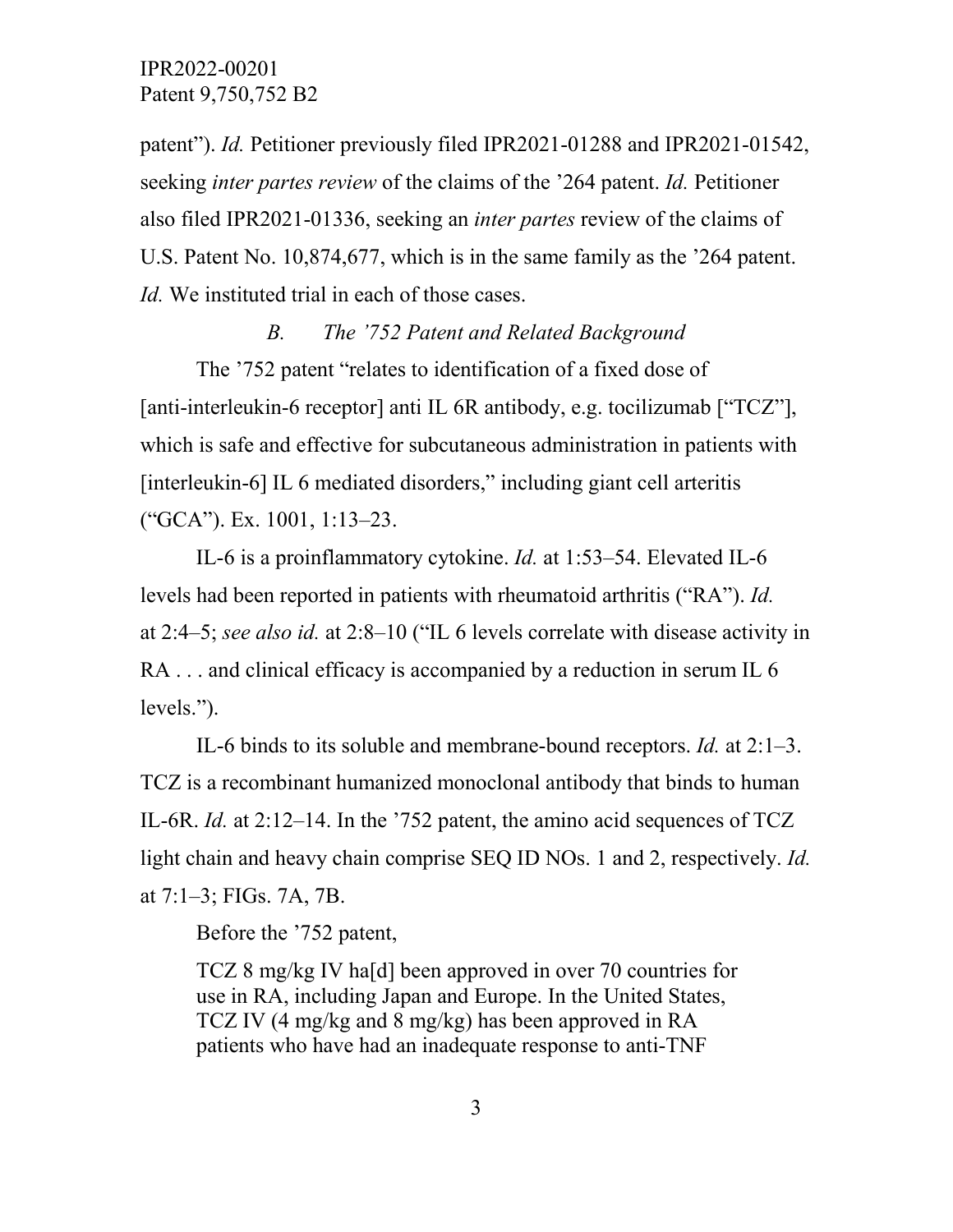patent"). *Id.* Petitioner previously filed IPR2021-01288 and IPR2021-01542, seeking *inter partes review* of the claims of the '264 patent. *Id.* Petitioner also filed IPR2021-01336, seeking an *inter partes* review of the claims of U.S. Patent No. 10,874,677, which is in the same family as the '264 patent. *Id.* We instituted trial in each of those cases.

### *B. The '752 Patent and Related Background*

The '752 patent "relates to identification of a fixed dose of [anti-interleukin-6 receptor] anti IL 6R antibody, e.g. tocilizumab ["TCZ"], which is safe and effective for subcutaneous administration in patients with [interleukin-6] IL 6 mediated disorders," including giant cell arteritis ("GCA"). Ex. 1001, 1:13–23.

IL-6 is a proinflammatory cytokine. *Id.* at 1:53–54. Elevated IL-6 levels had been reported in patients with rheumatoid arthritis ("RA"). *Id.* at 2:4–5; *see also id.* at 2:8–10 ("IL 6 levels correlate with disease activity in RA . . . and clinical efficacy is accompanied by a reduction in serum IL 6 levels.").

IL-6 binds to its soluble and membrane-bound receptors. *Id.* at 2:1–3. TCZ is a recombinant humanized monoclonal antibody that binds to human IL-6R. *Id.* at 2:12–14. In the '752 patent, the amino acid sequences of TCZ light chain and heavy chain comprise SEQ ID NOs. 1 and 2, respectively. *Id.* at 7:1–3; FIGs. 7A, 7B.

Before the '752 patent,

> TCZ 8 mg/kg IV ha[d] been approved in over 70 countries for use in RA, including Japan and Europe. In the United States, TCZ IV (4 mg/kg and 8 mg/kg) has been approved in RA patients who have had an inadequate response to anti-TNF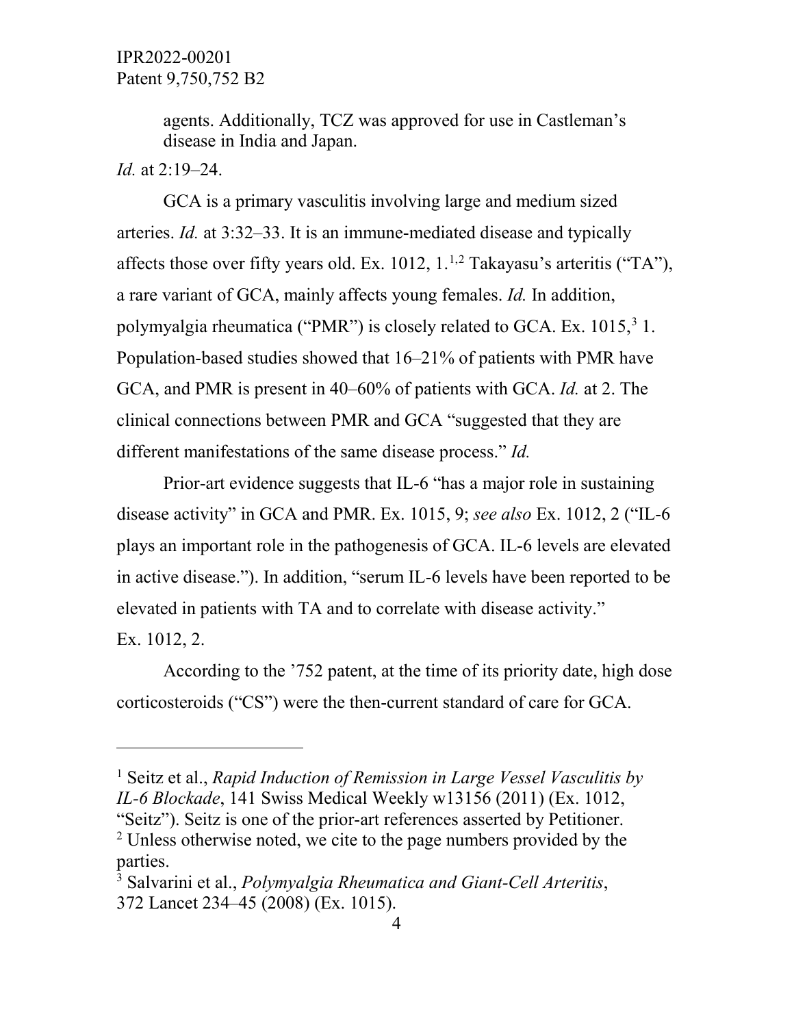agents. Additionally, TCZ was approved for use in Castleman's disease in India and Japan.

*Id.* at 2:19–24.

GCA is a primary vasculitis involving large and medium sized arteries. *Id.* at 3:32–33. It is an immune-mediated disease and typically affects those over fifty years old. Ex. 1012, 1.[1,2] Takayasu's arteritis ("TA"), a rare variant of GCA, mainly affects young females. *Id.* In addition, polymyalgia rheumatica ("PMR") is closely related to GCA. Ex. 1015,[3] 1. Population-based studies showed that 16–21% of patients with PMR have GCA, and PMR is present in 40–60% of patients with GCA. *Id.* at 2. The clinical connections between PMR and GCA "suggested that they are different manifestations of the same disease process." *Id.*

Prior-art evidence suggests that IL-6 "has a major role in sustaining disease activity" in GCA and PMR. Ex. 1015, 9; *see also* Ex. 1012, 2 ("IL-6 plays an important role in the pathogenesis of GCA. IL-6 levels are elevated in active disease."). In addition, "serum IL-6 levels have been reported to be elevated in patients with TA and to correlate with disease activity." Ex. 1012, 2.

According to the '752 patent, at the time of its priority date, high dose corticosteroids ("CS") were the then-current standard of care for GCA.

---

[1] Seitz et al., *Rapid Induction of Remission in Large Vessel Vasculitis by IL-6 Blockade*, 141 Swiss Medical Weekly w13156 (2011) (Ex. 1012, "Seitz"). Seitz is one of the prior-art references asserted by Petitioner.

[2] Unless otherwise noted, we cite to the page numbers provided by the parties.

[3] Salvarini et al., *Polymyalgia Rheumatica and Giant-Cell Arteritis*, 372 Lancet 234–45 (2008) (Ex. 1015).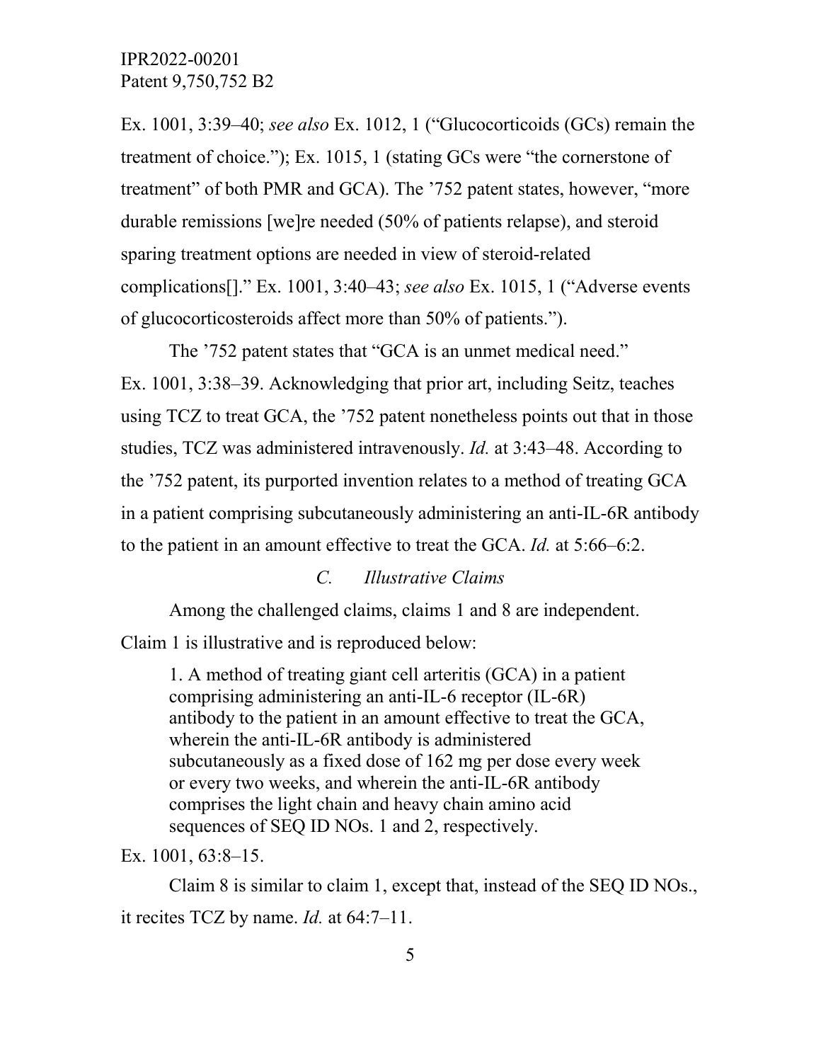Ex. 1001, 3:39–40; *see also* Ex. 1012, 1 ("Glucocorticoids (GCs) remain the treatment of choice."); Ex. 1015, 1 (stating GCs were "the cornerstone of treatment" of both PMR and GCA). The '752 patent states, however, "more durable remissions [we]re needed (50% of patients relapse), and steroid sparing treatment options are needed in view of steroid-related complications[]." Ex. 1001, 3:40–43; *see also* Ex. 1015, 1 ("Adverse events of glucocorticosteroids affect more than 50% of patients.").

The '752 patent states that "GCA is an unmet medical need." Ex. 1001, 3:38–39. Acknowledging that prior art, including Seitz, teaches using TCZ to treat GCA, the '752 patent nonetheless points out that in those studies, TCZ was administered intravenously. *Id.* at 3:43–48. According to the '752 patent, its purported invention relates to a method of treating GCA in a patient comprising subcutaneously administering an anti-IL-6R antibody to the patient in an amount effective to treat the GCA. *Id.* at 5:66–6:2.

### *C. Illustrative Claims*

Among the challenged claims, claims 1 and 8 are independent. Claim 1 is illustrative and is reproduced below:

> 1. A method of treating giant cell arteritis (GCA) in a patient comprising administering an anti-IL-6 receptor (IL-6R) antibody to the patient in an amount effective to treat the GCA, wherein the anti-IL-6R antibody is administered subcutaneously as a fixed dose of 162 mg per dose every week or every two weeks, and wherein the anti-IL-6R antibody comprises the light chain and heavy chain amino acid sequences of SEQ ID NOs. 1 and 2, respectively.

Ex. 1001, 63:8–15.

Claim 8 is similar to claim 1, except that, instead of the SEQ ID NOs., it recites TCZ by name. *Id.* at 64:7–11.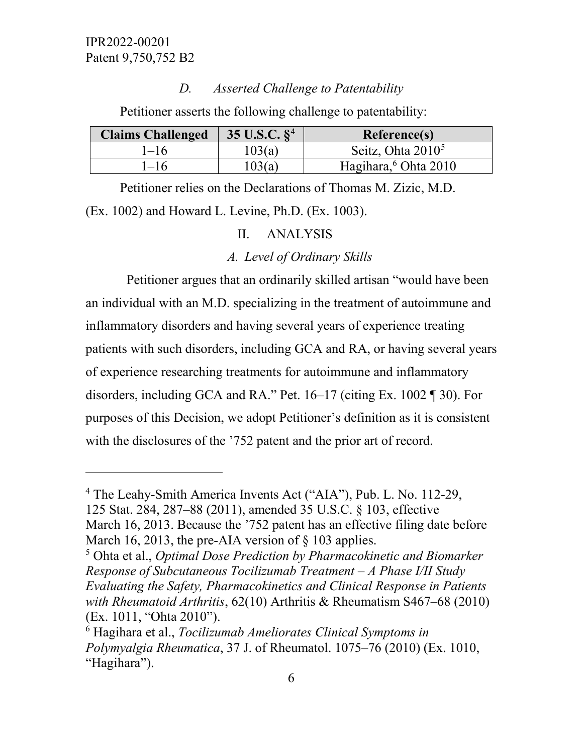### *D. Asserted Challenge to Patentability*

Petitioner asserts the following challenge to patentability:

| Claims Challenged | 35 U.S.C. §[4] | Reference(s) |
|---|---|---|
| 1–16 | 103(a) | Seitz, Ohta 2010[5] |
| 1–16 | 103(a) | Hagihara,[6] Ohta 2010 |

Petitioner relies on the Declarations of Thomas M. Zizic, M.D. (Ex. 1002) and Howard L. Levine, Ph.D. (Ex. 1003).

## II. ANALYSIS

### *A. Level of Ordinary Skills*

Petitioner argues that an ordinarily skilled artisan "would have been an individual with an M.D. specializing in the treatment of autoimmune and inflammatory disorders and having several years of experience treating patients with such disorders, including GCA and RA, or having several years of experience researching treatments for autoimmune and inflammatory disorders, including GCA and RA." Pet. 16–17 (citing Ex. 1002 ¶ 30). For purposes of this Decision, we adopt Petitioner's definition as it is consistent with the disclosures of the '752 patent and the prior art of record.

---

[4] The Leahy-Smith America Invents Act ("AIA"), Pub. L. No. 112-29, 125 Stat. 284, 287–88 (2011), amended 35 U.S.C. § 103, effective March 16, 2013. Because the '752 patent has an effective filing date before March 16, 2013, the pre-AIA version of § 103 applies.

[5] Ohta et al., *Optimal Dose Prediction by Pharmacokinetic and Biomarker Response of Subcutaneous Tocilizumab Treatment – A Phase I/II Study Evaluating the Safety, Pharmacokinetics and Clinical Response in Patients with Rheumatoid Arthritis*, 62(10) Arthritis & Rheumatism S467–68 (2010) (Ex. 1011, "Ohta 2010").

[6] Hagihara et al., *Tocilizumab Ameliorates Clinical Symptoms in Polymyalgia Rheumatica*, 37 J. of Rheumatol. 1075–76 (2010) (Ex. 1010, "Hagihara").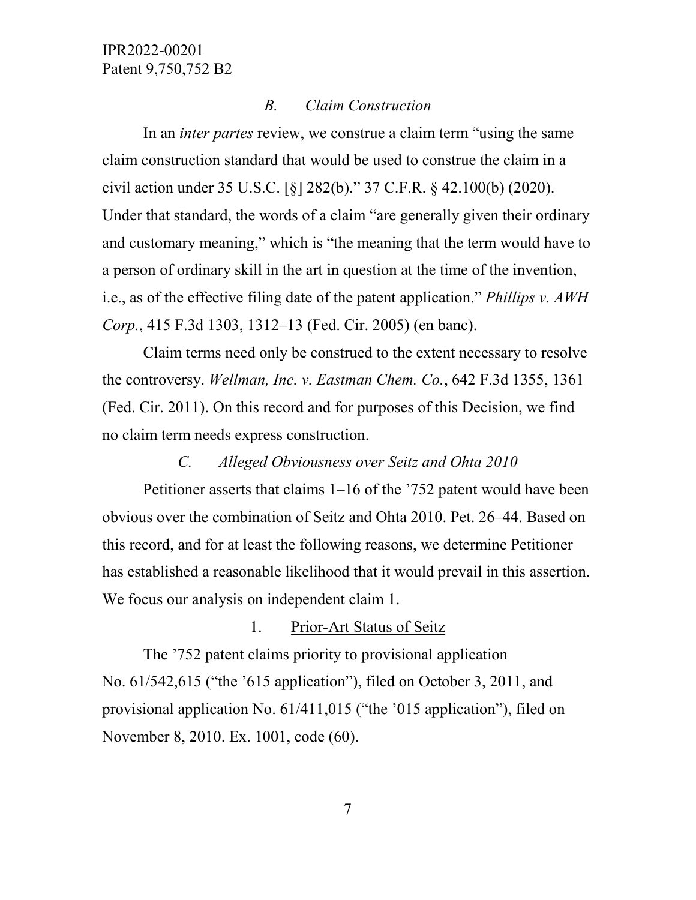### *B. Claim Construction*

In an *inter partes* review, we construe a claim term "using the same claim construction standard that would be used to construe the claim in a civil action under 35 U.S.C. [§] 282(b)." 37 C.F.R. § 42.100(b) (2020). Under that standard, the words of a claim "are generally given their ordinary and customary meaning," which is "the meaning that the term would have to a person of ordinary skill in the art in question at the time of the invention, i.e., as of the effective filing date of the patent application." *Phillips v. AWH Corp.*, 415 F.3d 1303, 1312–13 (Fed. Cir. 2005) (en banc).

Claim terms need only be construed to the extent necessary to resolve the controversy. *Wellman, Inc. v. Eastman Chem. Co.*, 642 F.3d 1355, 1361 (Fed. Cir. 2011). On this record and for purposes of this Decision, we find no claim term needs express construction.

### *C. Alleged Obviousness over Seitz and Ohta 2010*

Petitioner asserts that claims 1–16 of the '752 patent would have been obvious over the combination of Seitz and Ohta 2010. Pet. 26–44. Based on this record, and for at least the following reasons, we determine Petitioner has established a reasonable likelihood that it would prevail in this assertion. We focus our analysis on independent claim 1.

#### 1. Prior-Art Status of Seitz

The '752 patent claims priority to provisional application No. 61/542,615 ("the '615 application"), filed on October 3, 2011, and provisional application No. 61/411,015 ("the '015 application"), filed on November 8, 2010. Ex. 1001, code (60).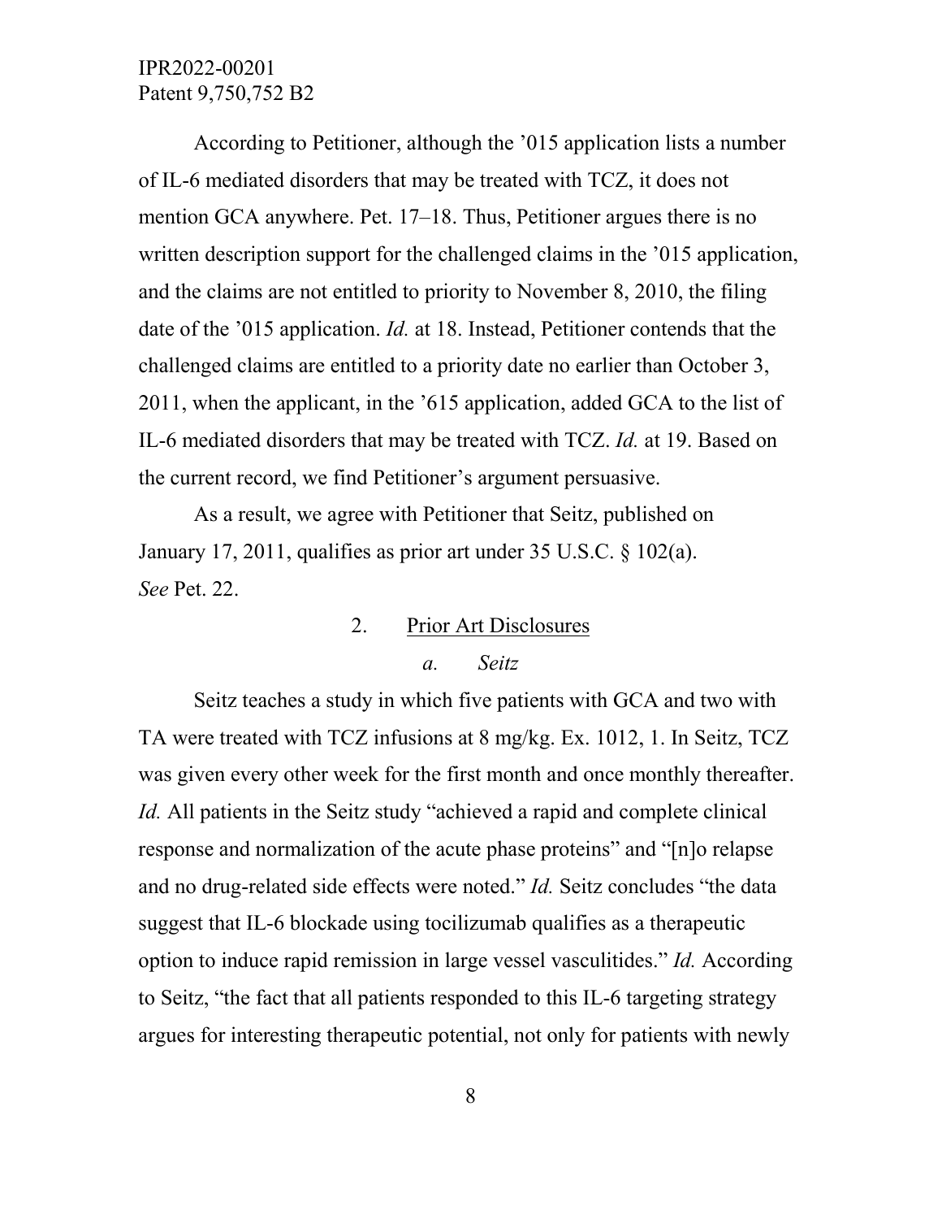According to Petitioner, although the '015 application lists a number of IL-6 mediated disorders that may be treated with TCZ, it does not mention GCA anywhere. Pet. 17–18. Thus, Petitioner argues there is no written description support for the challenged claims in the '015 application, and the claims are not entitled to priority to November 8, 2010, the filing date of the '015 application. *Id.* at 18. Instead, Petitioner contends that the challenged claims are entitled to a priority date no earlier than October 3, 2011, when the applicant, in the '615 application, added GCA to the list of IL-6 mediated disorders that may be treated with TCZ. *Id.* at 19. Based on the current record, we find Petitioner's argument persuasive.

As a result, we agree with Petitioner that Seitz, published on January 17, 2011, qualifies as prior art under 35 U.S.C. § 102(a). *See* Pet. 22.

2. Prior Art Disclosures

*a. Seitz*

Seitz teaches a study in which five patients with GCA and two with TA were treated with TCZ infusions at 8 mg/kg. Ex. 1012, 1. In Seitz, TCZ was given every other week for the first month and once monthly thereafter. *Id.* All patients in the Seitz study "achieved a rapid and complete clinical response and normalization of the acute phase proteins" and "[n]o relapse and no drug-related side effects were noted." *Id.* Seitz concludes "the data suggest that IL-6 blockade using tocilizumab qualifies as a therapeutic option to induce rapid remission in large vessel vasculitides." *Id.* According to Seitz, "the fact that all patients responded to this IL-6 targeting strategy argues for interesting therapeutic potential, not only for patients with newly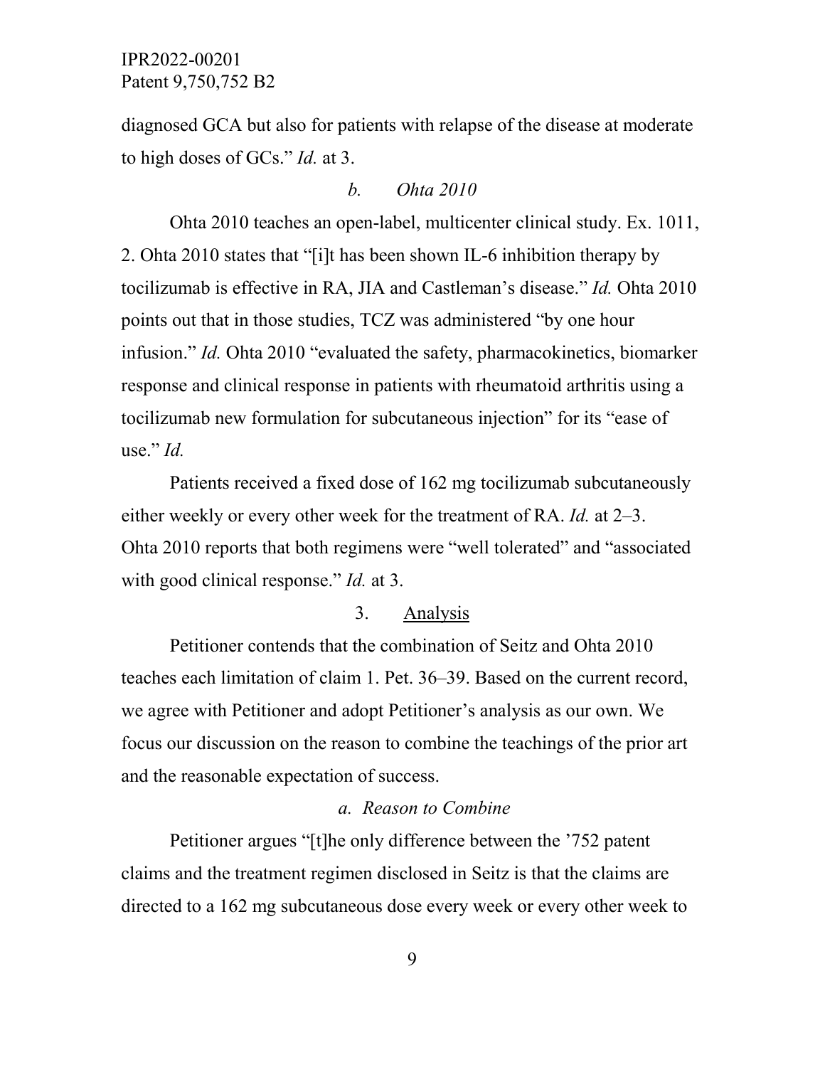diagnosed GCA but also for patients with relapse of the disease at moderate to high doses of GCs." *Id.* at 3.

*b. Ohta 2010*

Ohta 2010 teaches an open-label, multicenter clinical study. Ex. 1011, 2. Ohta 2010 states that "[i]t has been shown IL-6 inhibition therapy by tocilizumab is effective in RA, JIA and Castleman's disease." *Id.* Ohta 2010 points out that in those studies, TCZ was administered "by one hour infusion." *Id.* Ohta 2010 "evaluated the safety, pharmacokinetics, biomarker response and clinical response in patients with rheumatoid arthritis using a tocilizumab new formulation for subcutaneous injection" for its "ease of use." *Id.*

Patients received a fixed dose of 162 mg tocilizumab subcutaneously either weekly or every other week for the treatment of RA. *Id.* at 2–3. Ohta 2010 reports that both regimens were "well tolerated" and "associated with good clinical response." *Id.* at 3.

3. Analysis

Petitioner contends that the combination of Seitz and Ohta 2010 teaches each limitation of claim 1. Pet. 36–39. Based on the current record, we agree with Petitioner and adopt Petitioner's analysis as our own. We focus our discussion on the reason to combine the teachings of the prior art and the reasonable expectation of success.

*a. Reason to Combine*

Petitioner argues "[t]he only difference between the '752 patent claims and the treatment regimen disclosed in Seitz is that the claims are directed to a 162 mg subcutaneous dose every week or every other week to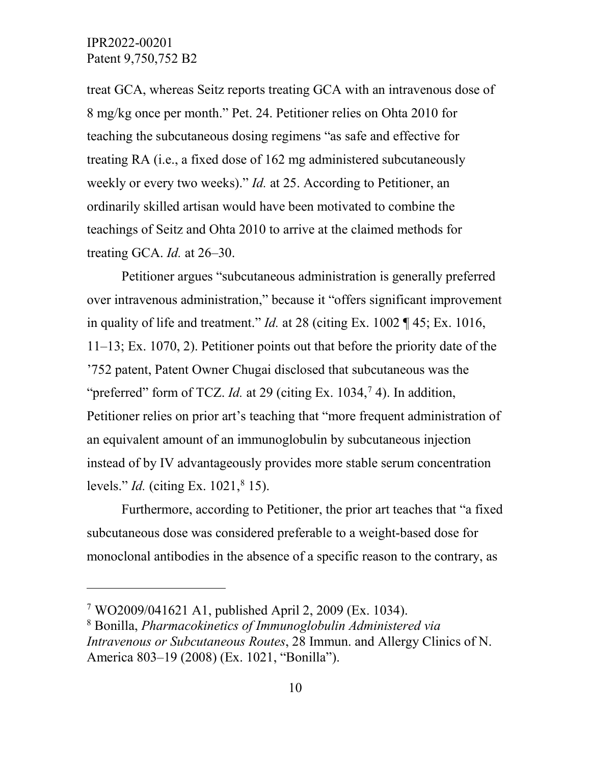treat GCA, whereas Seitz reports treating GCA with an intravenous dose of 8 mg/kg once per month." Pet. 24. Petitioner relies on Ohta 2010 for teaching the subcutaneous dosing regimens "as safe and effective for treating RA (i.e., a fixed dose of 162 mg administered subcutaneously weekly or every two weeks)." *Id.* at 25. According to Petitioner, an ordinarily skilled artisan would have been motivated to combine the teachings of Seitz and Ohta 2010 to arrive at the claimed methods for treating GCA. *Id.* at 26–30.

Petitioner argues "subcutaneous administration is generally preferred over intravenous administration," because it "offers significant improvement in quality of life and treatment." *Id.* at 28 (citing Ex. 1002 ¶ 45; Ex. 1016, 11–13; Ex. 1070, 2). Petitioner points out that before the priority date of the '752 patent, Patent Owner Chugai disclosed that subcutaneous was the "preferred" form of TCZ. *Id.* at 29 (citing Ex. 1034,[7] 4). In addition, Petitioner relies on prior art's teaching that "more frequent administration of an equivalent amount of an immunoglobulin by subcutaneous injection instead of by IV advantageously provides more stable serum concentration levels." *Id.* (citing Ex. 1021,[8] 15).

Furthermore, according to Petitioner, the prior art teaches that "a fixed subcutaneous dose was considered preferable to a weight-based dose for monoclonal antibodies in the absence of a specific reason to the contrary, as

---

[7] WO2009/041621 A1, published April 2, 2009 (Ex. 1034).

[8] Bonilla, *Pharmacokinetics of Immunoglobulin Administered via Intravenous or Subcutaneous Routes*, 28 Immun. and Allergy Clinics of N. America 803–19 (2008) (Ex. 1021, "Bonilla").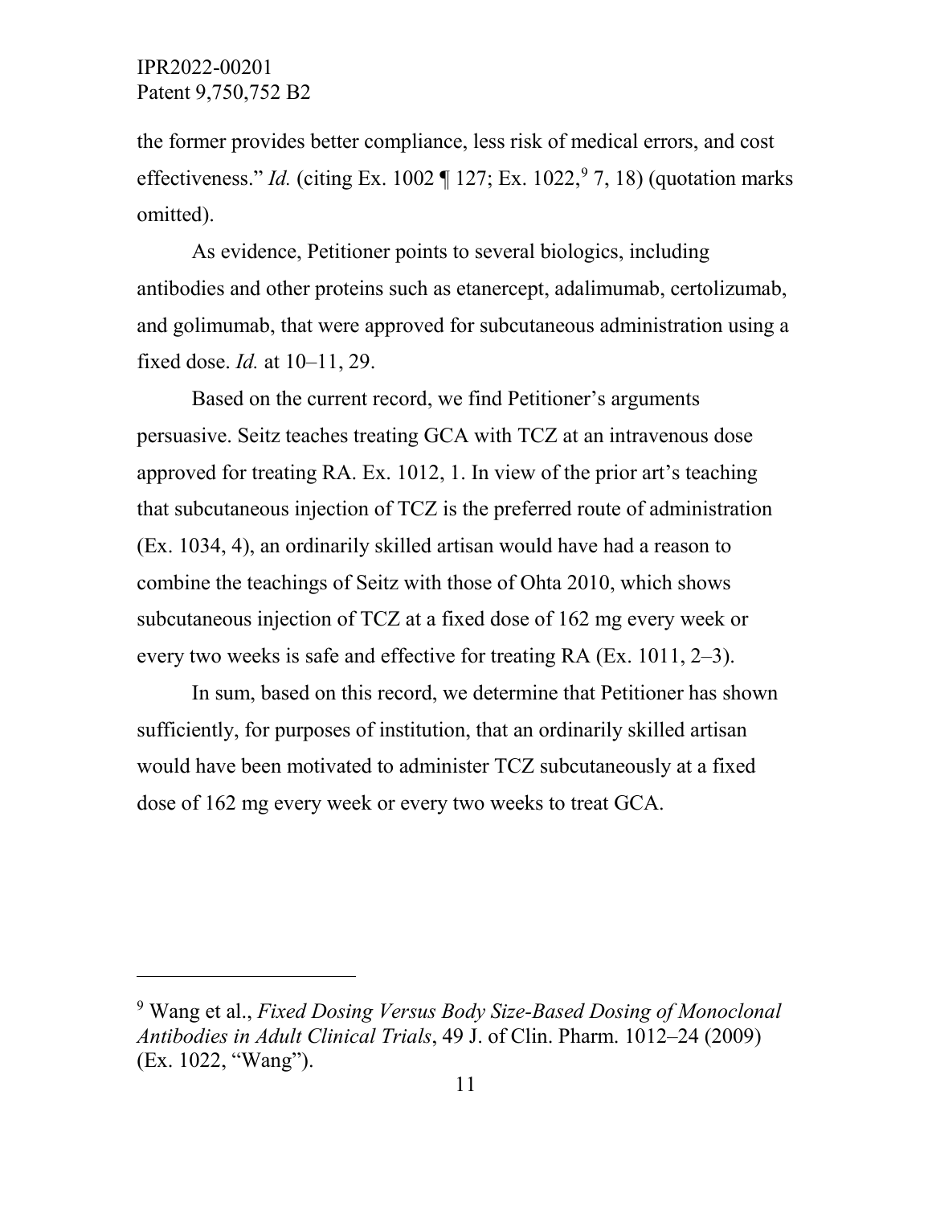the former provides better compliance, less risk of medical errors, and cost effectiveness." *Id.* (citing Ex. 1002 ¶ 127; Ex. 1022,[9] 7, 18) (quotation marks omitted).

As evidence, Petitioner points to several biologics, including antibodies and other proteins such as etanercept, adalimumab, certolizumab, and golimumab, that were approved for subcutaneous administration using a fixed dose. *Id.* at 10–11, 29.

Based on the current record, we find Petitioner's arguments persuasive. Seitz teaches treating GCA with TCZ at an intravenous dose approved for treating RA. Ex. 1012, 1. In view of the prior art's teaching that subcutaneous injection of TCZ is the preferred route of administration (Ex. 1034, 4), an ordinarily skilled artisan would have had a reason to combine the teachings of Seitz with those of Ohta 2010, which shows subcutaneous injection of TCZ at a fixed dose of 162 mg every week or every two weeks is safe and effective for treating RA (Ex. 1011, 2–3).

In sum, based on this record, we determine that Petitioner has shown sufficiently, for purposes of institution, that an ordinarily skilled artisan would have been motivated to administer TCZ subcutaneously at a fixed dose of 162 mg every week or every two weeks to treat GCA.

---

[9] Wang et al., *Fixed Dosing Versus Body Size-Based Dosing of Monoclonal Antibodies in Adult Clinical Trials*, 49 J. of Clin. Pharm. 1012–24 (2009) (Ex. 1022, "Wang").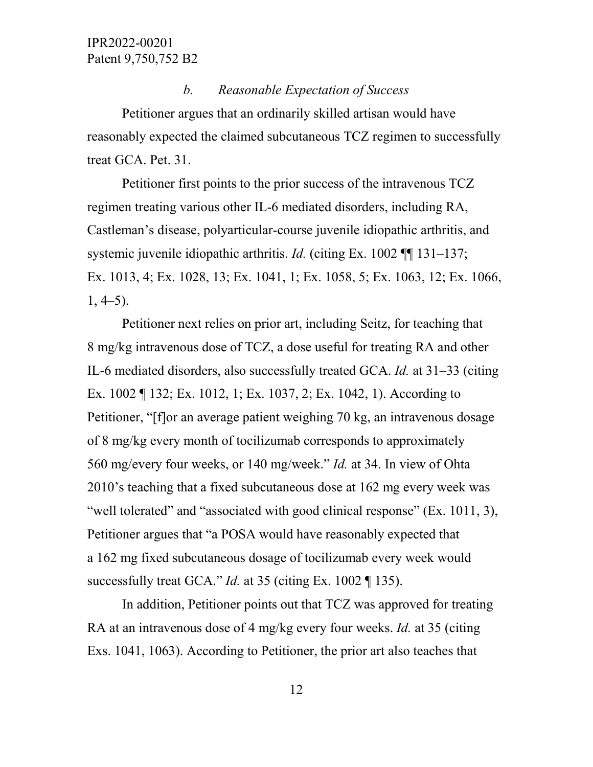*b. Reasonable Expectation of Success*

Petitioner argues that an ordinarily skilled artisan would have reasonably expected the claimed subcutaneous TCZ regimen to successfully treat GCA. Pet. 31.

Petitioner first points to the prior success of the intravenous TCZ regimen treating various other IL-6 mediated disorders, including RA, Castleman's disease, polyarticular-course juvenile idiopathic arthritis, and systemic juvenile idiopathic arthritis. *Id.* (citing Ex. 1002 ¶¶ 131–137; Ex. 1013, 4; Ex. 1028, 13; Ex. 1041, 1; Ex. 1058, 5; Ex. 1063, 12; Ex. 1066, 1, 4–5).

Petitioner next relies on prior art, including Seitz, for teaching that 8 mg/kg intravenous dose of TCZ, a dose useful for treating RA and other IL-6 mediated disorders, also successfully treated GCA. *Id.* at 31–33 (citing Ex. 1002 ¶ 132; Ex. 1012, 1; Ex. 1037, 2; Ex. 1042, 1). According to Petitioner, "[f]or an average patient weighing 70 kg, an intravenous dosage of 8 mg/kg every month of tocilizumab corresponds to approximately 560 mg/every four weeks, or 140 mg/week." *Id.* at 34. In view of Ohta 2010's teaching that a fixed subcutaneous dose at 162 mg every week was "well tolerated" and "associated with good clinical response" (Ex. 1011, 3), Petitioner argues that "a POSA would have reasonably expected that a 162 mg fixed subcutaneous dosage of tocilizumab every week would successfully treat GCA." *Id.* at 35 (citing Ex. 1002 ¶ 135).

In addition, Petitioner points out that TCZ was approved for treating RA at an intravenous dose of 4 mg/kg every four weeks. *Id.* at 35 (citing Exs. 1041, 1063). According to Petitioner, the prior art also teaches that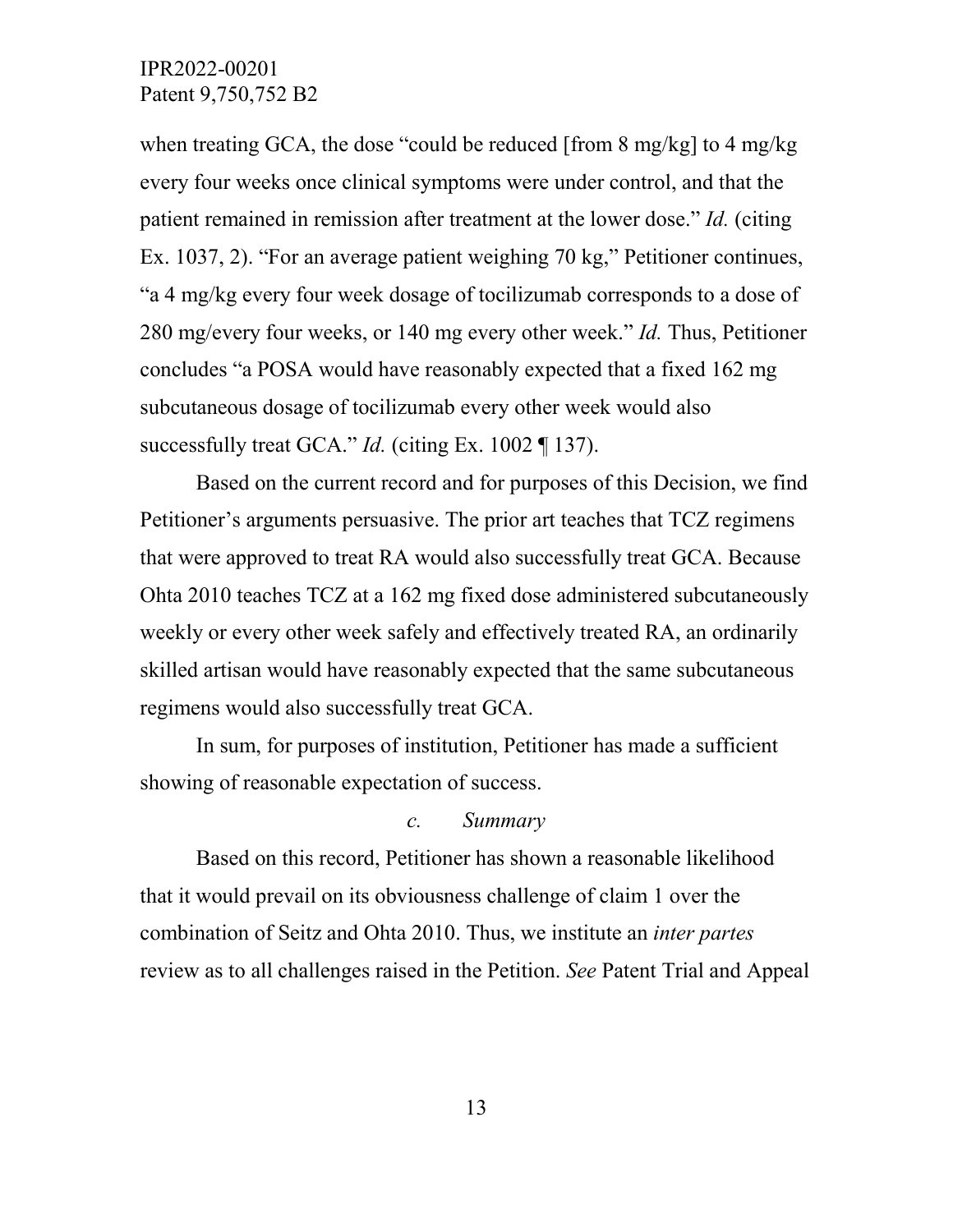when treating GCA, the dose "could be reduced [from 8 mg/kg] to 4 mg/kg every four weeks once clinical symptoms were under control, and that the patient remained in remission after treatment at the lower dose." *Id.* (citing Ex. 1037, 2). "For an average patient weighing 70 kg," Petitioner continues, "a 4 mg/kg every four week dosage of tocilizumab corresponds to a dose of 280 mg/every four weeks, or 140 mg every other week." *Id.* Thus, Petitioner concludes "a POSA would have reasonably expected that a fixed 162 mg subcutaneous dosage of tocilizumab every other week would also successfully treat GCA." *Id.* (citing Ex. 1002 ¶ 137).

Based on the current record and for purposes of this Decision, we find Petitioner's arguments persuasive. The prior art teaches that TCZ regimens that were approved to treat RA would also successfully treat GCA. Because Ohta 2010 teaches TCZ at a 162 mg fixed dose administered subcutaneously weekly or every other week safely and effectively treated RA, an ordinarily skilled artisan would have reasonably expected that the same subcutaneous regimens would also successfully treat GCA.

In sum, for purposes of institution, Petitioner has made a sufficient showing of reasonable expectation of success.

#### *c. Summary*

Based on this record, Petitioner has shown a reasonable likelihood that it would prevail on its obviousness challenge of claim 1 over the combination of Seitz and Ohta 2010. Thus, we institute an *inter partes* review as to all challenges raised in the Petition. *See* Patent Trial and Appeal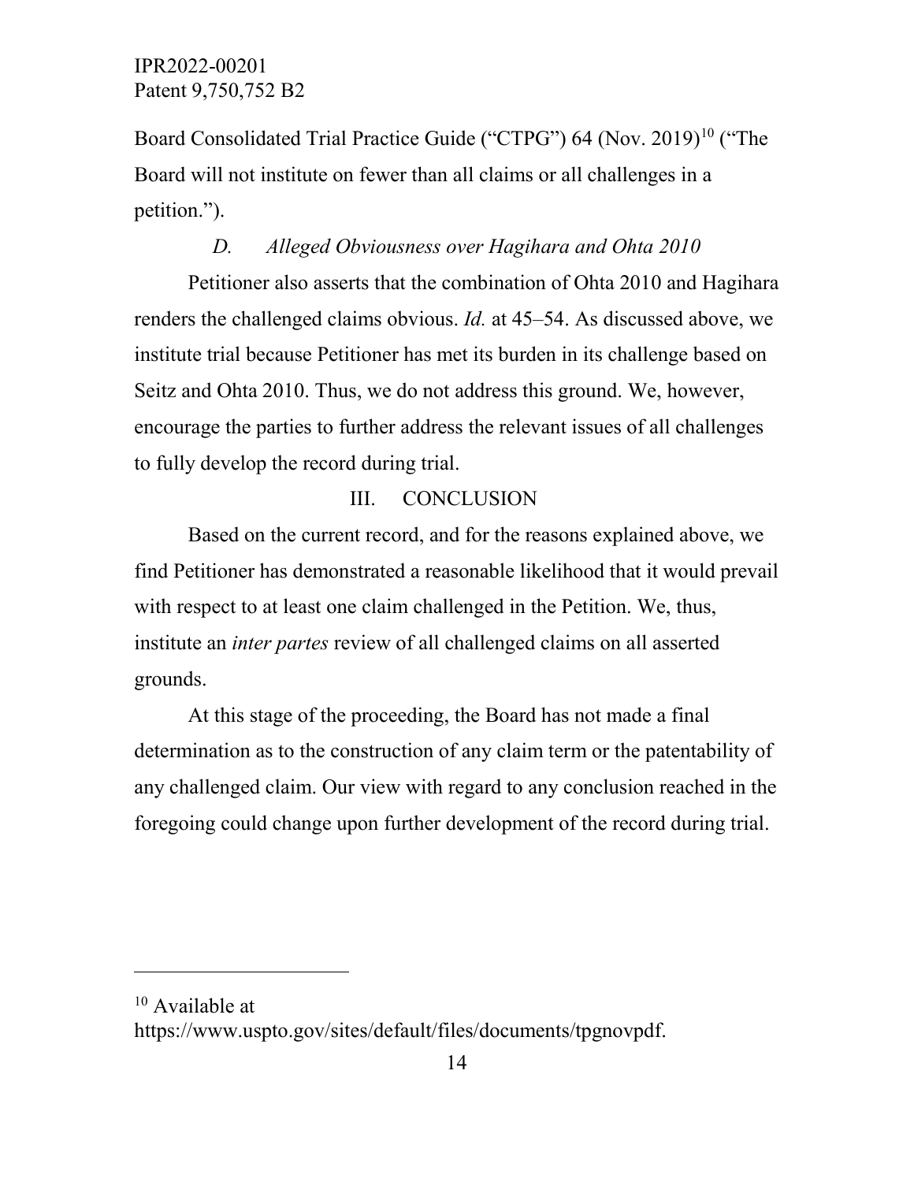Board Consolidated Trial Practice Guide ("CTPG") 64 (Nov. 2019)[10] ("The Board will not institute on fewer than all claims or all challenges in a petition.").

### *D. Alleged Obviousness over Hagihara and Ohta 2010*

Petitioner also asserts that the combination of Ohta 2010 and Hagihara renders the challenged claims obvious. *Id.* at 45–54. As discussed above, we institute trial because Petitioner has met its burden in its challenge based on Seitz and Ohta 2010. Thus, we do not address this ground. We, however, encourage the parties to further address the relevant issues of all challenges to fully develop the record during trial.

## III. CONCLUSION

Based on the current record, and for the reasons explained above, we find Petitioner has demonstrated a reasonable likelihood that it would prevail with respect to at least one claim challenged in the Petition. We, thus, institute an *inter partes* review of all challenged claims on all asserted grounds.

At this stage of the proceeding, the Board has not made a final determination as to the construction of any claim term or the patentability of any challenged claim. Our view with regard to any conclusion reached in the foregoing could change upon further development of the record during trial.

---

[10] Available at https://www.uspto.gov/sites/default/files/documents/tpgnovpdf.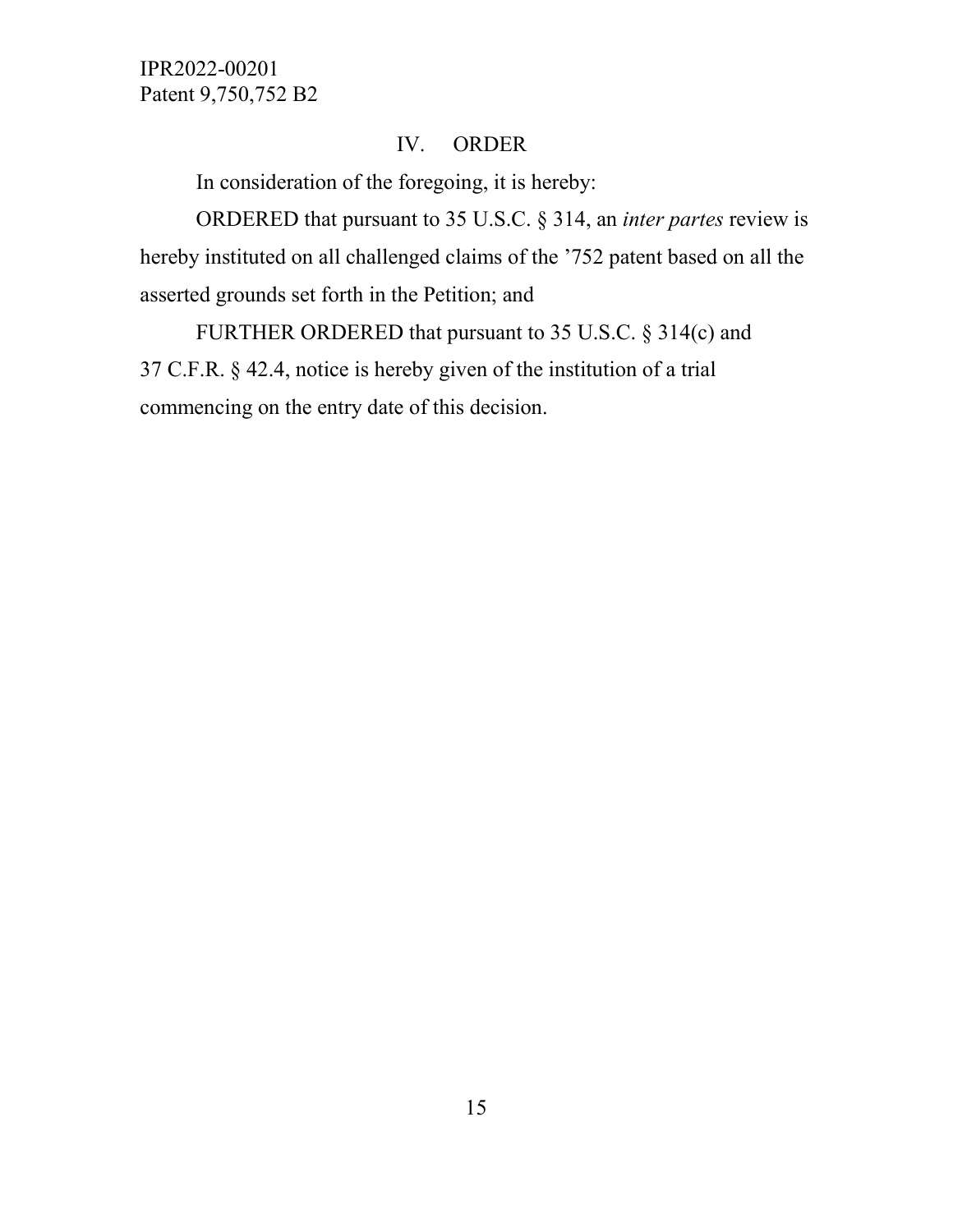## IV. ORDER

In consideration of the foregoing, it is hereby:

ORDERED that pursuant to 35 U.S.C. § 314, an *inter partes* review is hereby instituted on all challenged claims of the ’752 patent based on all the asserted grounds set forth in the Petition; and

FURTHER ORDERED that pursuant to 35 U.S.C. § 314(c) and 37 C.F.R. § 42.4, notice is hereby given of the institution of a trial commencing on the entry date of this decision.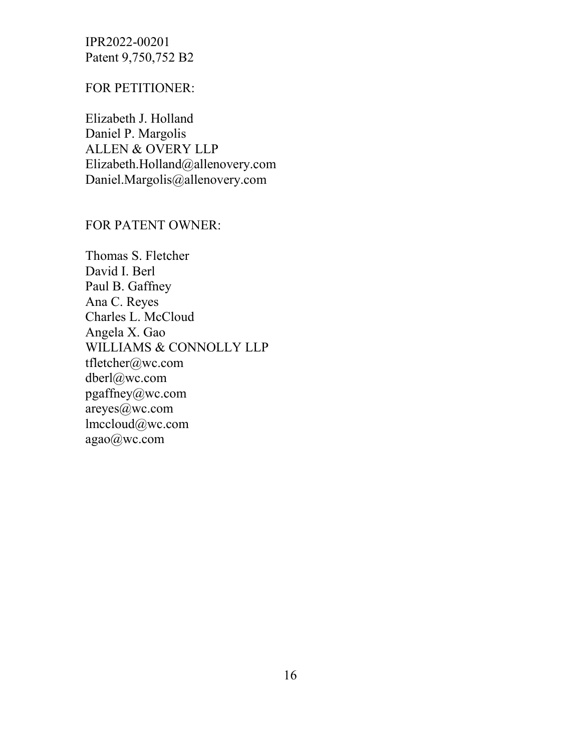FOR PETITIONER:

Elizabeth J. Holland
Daniel P. Margolis
ALLEN & OVERY LLP
Elizabeth.Holland@allenovery.com
Daniel.Margolis@allenovery.com

FOR PATENT OWNER:

Thomas S. Fletcher
David I. Berl
Paul B. Gaffney
Ana C. Reyes
Charles L. McCloud
Angela X. Gao
WILLIAMS & CONNOLLY LLP
tfletcher@wc.com
dberl@wc.com
pgaffney@wc.com
areyes@wc.com
lmccloud@wc.com
agao@wc.com